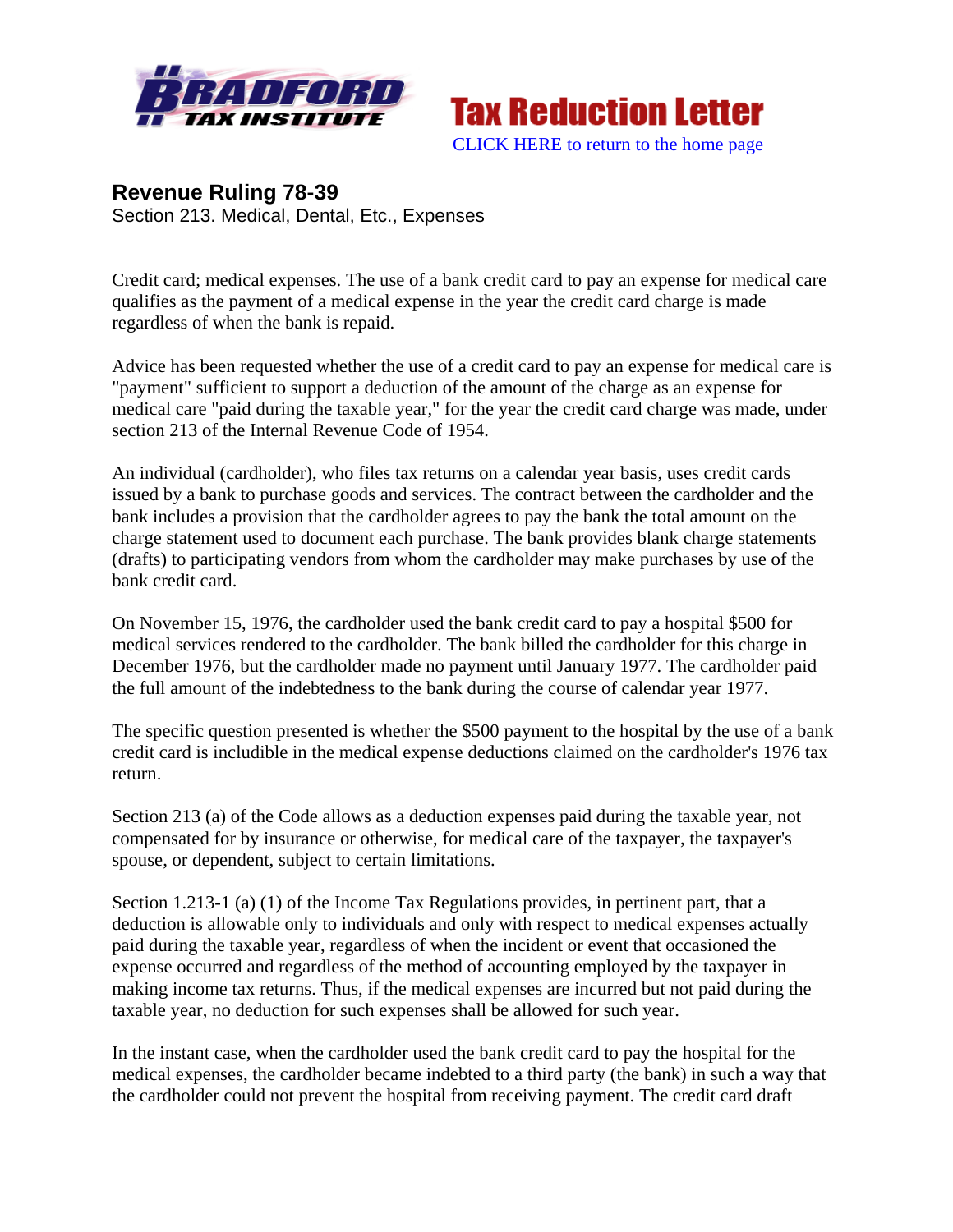# Revenue Ruling 78-39

Section 213. Medical, Dental, Etc., Expenses

Credit card; medical expenses. The use of a bank credit card to pay an expense for medical care qualifies as the payment of a medical expense in the year the credit card charge is made regardless of when the bank is repaid.

Advice has been requested whether the use of a credit card to pay an expense for medical care is "payment" sufficient to support a deduction of the amount of the charge as an expense for medical care "paid during the taxable year," for the year the credit card charge was made, under section 213 of the Internal Revenue Code of 1954.

An individual (cardholder), who files tax returns on a calendar year basis, uses credit cards issued by a bank to purchase goods and services. The contract between the cardholder and the bank includes a provision that the cardholder agrees to pay the bank the total amount on the charge statement used to document each purchase. The bank provides blank charge statements (drafts) to participating vendors from whom the cardholder may make purchases by use of the bank credit card.

On November 15, 1976, the cardholder used the bank credit card to pay a hospital $500 for medical services rendered to the cardholder. The bank billed the cardholder for this charge in December 1976, but the cardholder made no payment until January 1977. The cardholder paid the full amount of the indebtedness to the bank during the course of calendar year 1977.

The specific question presented is whether the $500 payment to the hospital by the use of a bank credit card is includible in the medical expense deductions claimed on the cardholder's 1976 tax return.

Section 213 (a) of the Code allows as a deduction expenses paid during the taxable year, not compensated for by insurance or otherwise, for medical care of the taxpayer, the taxpayer's spouse, or dependent, subject to certain limitations.

Section 1.213-1 (a) (1) of the Income Tax Regulations provides, in pertinent part, that a deduction is allowable only to individuals and only with respect to medical expenses actually paid during the taxable year, regardless of when the incident or event that occasioned the expense occurred and regardless of the method of accounting employed by the taxpayer in making income tax returns. Thus, if the medical expenses are incurred but not paid during the taxable year, no deduction for such expenses shall be allowed for such year.

In the instant case, when the cardholder used the bank credit card to pay the hospital for the medical expenses, the cardholder became indebted to a third party (the bank) in such a way that the cardholder could not prevent the hospital from receiving payment. The credit card draft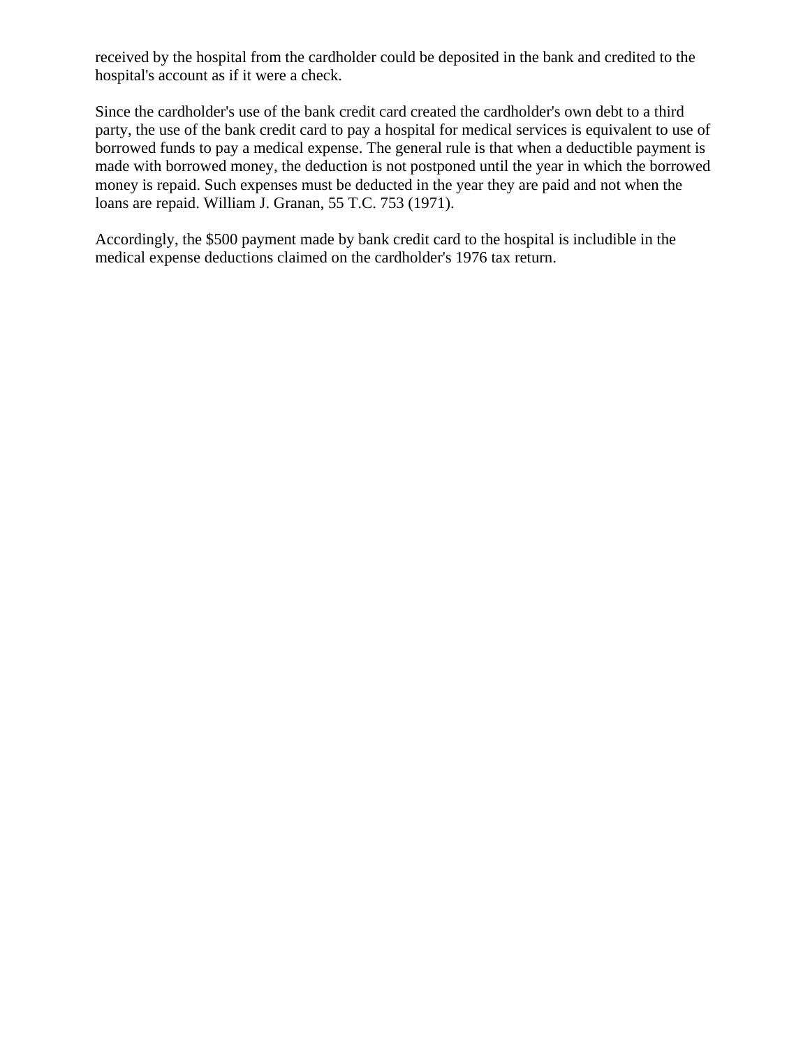received by the hospital from the cardholder could be deposited in the bank and credited to the hospital's account as if it were a check.

Since the cardholder's use of the bank credit card created the cardholder's own debt to a third party, the use of the bank credit card to pay a hospital for medical services is equivalent to use of borrowed funds to pay a medical expense. The general rule is that when a deductible payment is made with borrowed money, the deduction is not postponed until the year in which the borrowed money is repaid. Such expenses must be deducted in the year they are paid and not when the loans are repaid. William J. Granan, 55 T.C. 753 (1971).

Accordingly, the $500 payment made by bank credit card to the hospital is includible in the medical expense deductions claimed on the cardholder's 1976 tax return.